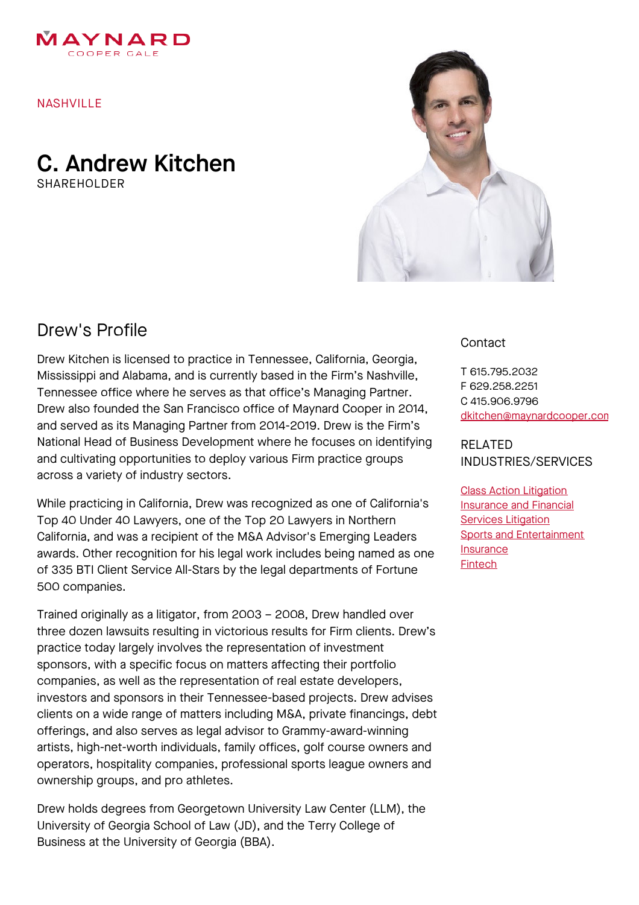MAYNARD
COOPER GALE

NASHVILLE

# C. Andrew Kitchen

SHAREHOLDER

## Drew's Profile

Drew Kitchen is licensed to practice in Tennessee, California, Georgia, Mississippi and Alabama, and is currently based in the Firm's Nashville, Tennessee office where he serves as that office's Managing Partner. Drew also founded the San Francisco office of Maynard Cooper in 2014, and served as its Managing Partner from 2014-2019. Drew is the Firm's National Head of Business Development where he focuses on identifying and cultivating opportunities to deploy various Firm practice groups across a variety of industry sectors.

While practicing in California, Drew was recognized as one of California's Top 40 Under 40 Lawyers, one of the Top 20 Lawyers in Northern California, and was a recipient of the M&A Advisor's Emerging Leaders awards. Other recognition for his legal work includes being named as one of 335 BTI Client Service All-Stars by the legal departments of Fortune 500 companies.

Trained originally as a litigator, from 2003 – 2008, Drew handled over three dozen lawsuits resulting in victorious results for Firm clients. Drew's practice today largely involves the representation of investment sponsors, with a specific focus on matters affecting their portfolio companies, as well as the representation of real estate developers, investors and sponsors in their Tennessee-based projects. Drew advises clients on a wide range of matters including M&A, private financings, debt offerings, and also serves as legal advisor to Grammy-award-winning artists, high-net-worth individuals, family offices, golf course owners and operators, hospitality companies, professional sports league owners and ownership groups, and pro athletes.

Drew holds degrees from Georgetown University Law Center (LLM), the University of Georgia School of Law (JD), and the Terry College of Business at the University of Georgia (BBA).

### Contact

T 615.795.2032
F 629.258.2251
C 415.906.9796
dkitchen@maynardcooper.con

### RELATED INDUSTRIES/SERVICES

- Class Action Litigation
- Insurance and Financial Services Litigation
- Sports and Entertainment
- Insurance
- Fintech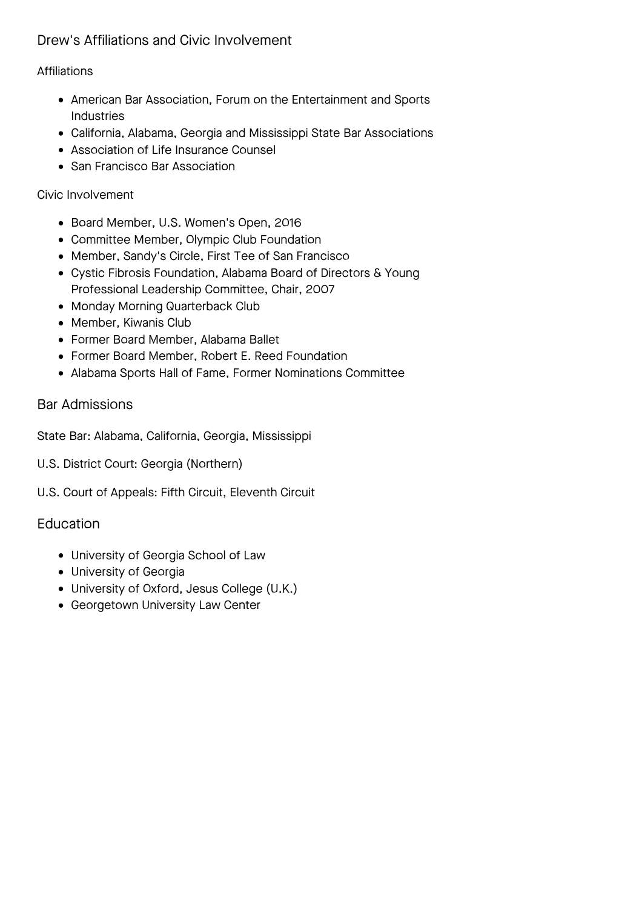## Drew's Affiliations and Civic Involvement

### Affiliations

- American Bar Association, Forum on the Entertainment and Sports Industries
- California, Alabama, Georgia and Mississippi State Bar Associations
- Association of Life Insurance Counsel
- San Francisco Bar Association

### Civic Involvement

- Board Member, U.S. Women's Open, 2016
- Committee Member, Olympic Club Foundation
- Member, Sandy's Circle, First Tee of San Francisco
- Cystic Fibrosis Foundation, Alabama Board of Directors & Young Professional Leadership Committee, Chair, 2007
- Monday Morning Quarterback Club
- Member, Kiwanis Club
- Former Board Member, Alabama Ballet
- Former Board Member, Robert E. Reed Foundation
- Alabama Sports Hall of Fame, Former Nominations Committee

## Bar Admissions

State Bar: Alabama, California, Georgia, Mississippi

U.S. District Court: Georgia (Northern)

U.S. Court of Appeals: Fifth Circuit, Eleventh Circuit

## Education

- University of Georgia School of Law
- University of Georgia
- University of Oxford, Jesus College (U.K.)
- Georgetown University Law Center